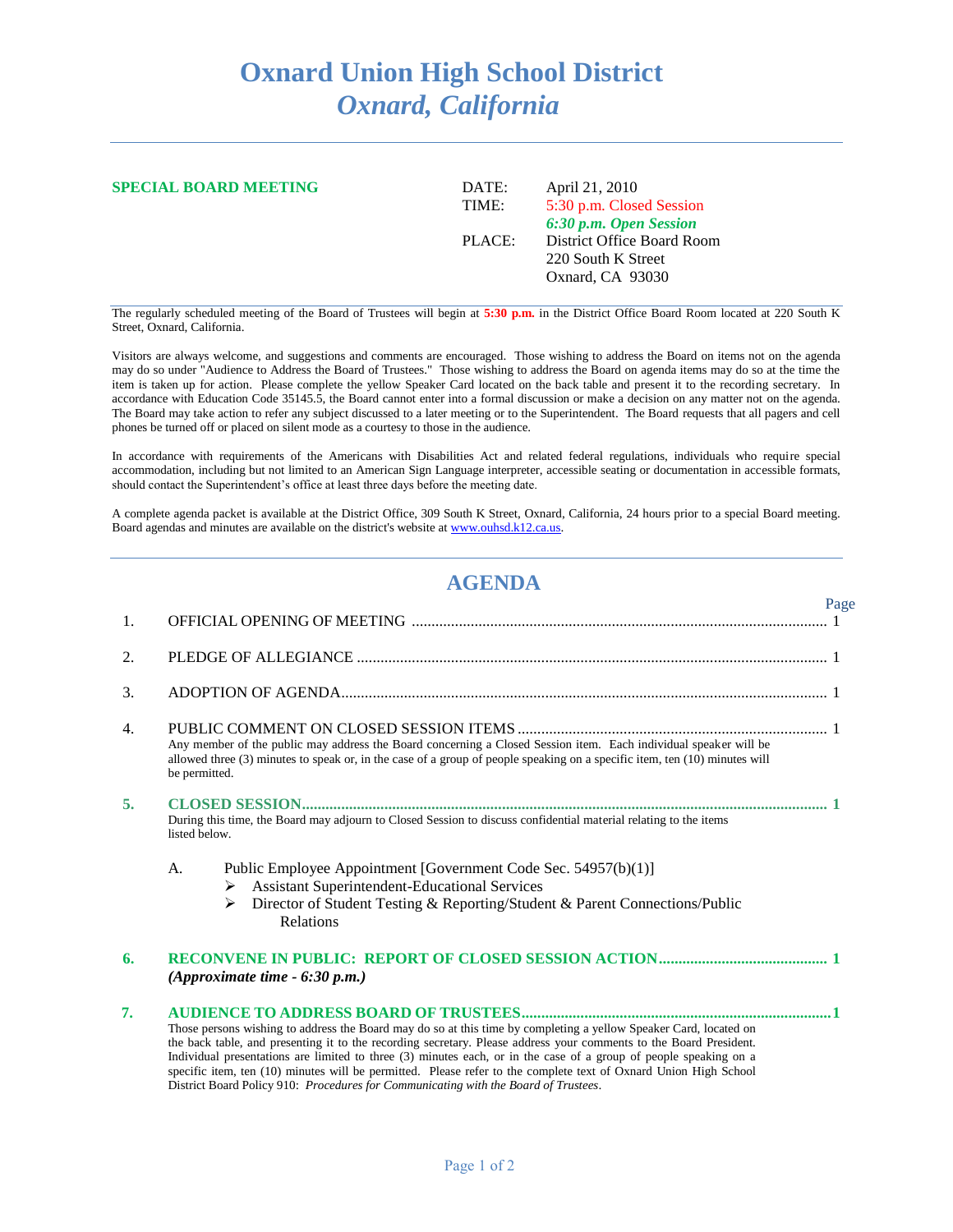# Oxnard Union High School District
## *Oxnard, California*

---

**SPECIAL BOARD MEETING**

| | |
|---|---|
| DATE: | April 21, 2010 |
| TIME: | 5:30 p.m. Closed Session |
| | ***6:30 p.m. Open Session*** |
| PLACE: | District Office Board Room |
| | 220 South K Street |
| | Oxnard, CA 93030 |

The regularly scheduled meeting of the Board of Trustees will begin at **5:30 p.m.** in the District Office Board Room located at 220 South K Street, Oxnard, California.

Visitors are always welcome, and suggestions and comments are encouraged. Those wishing to address the Board on items not on the agenda may do so under "Audience to Address the Board of Trustees." Those wishing to address the Board on agenda items may do so at the time the item is taken up for action. Please complete the yellow Speaker Card located on the back table and present it to the recording secretary. In accordance with Education Code 35145.5, the Board cannot enter into a formal discussion or make a decision on any matter not on the agenda. The Board may take action to refer any subject discussed to a later meeting or to the Superintendent. The Board requests that all pagers and cell phones be turned off or placed on silent mode as a courtesy to those in the audience.

In accordance with requirements of the Americans with Disabilities Act and related federal regulations, individuals who require special accommodation, including but not limited to an American Sign Language interpreter, accessible seating or documentation in accessible formats, should contact the Superintendent's office at least three days before the meeting date.

A complete agenda packet is available at the District Office, 309 South K Street, Oxnard, California, 24 hours prior to a special Board meeting. Board agendas and minutes are available on the district's website at www.ouhsd.k12.ca.us.

---

## AGENDA

Page

1. OFFICIAL OPENING OF MEETING ........................................ 1

2. PLEDGE OF ALLEGIANCE ........................................ 1

3. ADOPTION OF AGENDA ........................................ 1

4. PUBLIC COMMENT ON CLOSED SESSION ITEMS ........................................ 1
   Any member of the public may address the Board concerning a Closed Session item. Each individual speaker will be allowed three (3) minutes to speak or, in the case of a group of people speaking on a specific item, ten (10) minutes will be permitted.

5. **CLOSED SESSION........................................ 1**
   During this time, the Board may adjourn to Closed Session to discuss confidential material relating to the items listed below.

   A. Public Employee Appointment [Government Code Sec. 54957(b)(1)]
      - Assistant Superintendent-Educational Services
      - Director of Student Testing & Reporting/Student & Parent Connections/Public Relations

6. **RECONVENE IN PUBLIC: REPORT OF CLOSED SESSION ACTION........................................ 1**
   ***(Approximate time - 6:30 p.m.)***

7. **AUDIENCE TO ADDRESS BOARD OF TRUSTEES........................................1**
   Those persons wishing to address the Board may do so at this time by completing a yellow Speaker Card, located on the back table, and presenting it to the recording secretary. Please address your comments to the Board President. Individual presentations are limited to three (3) minutes each, or in the case of a group of people speaking on a specific item, ten (10) minutes will be permitted. Please refer to the complete text of Oxnard Union High School District Board Policy 910: *Procedures for Communicating with the Board of Trustees*.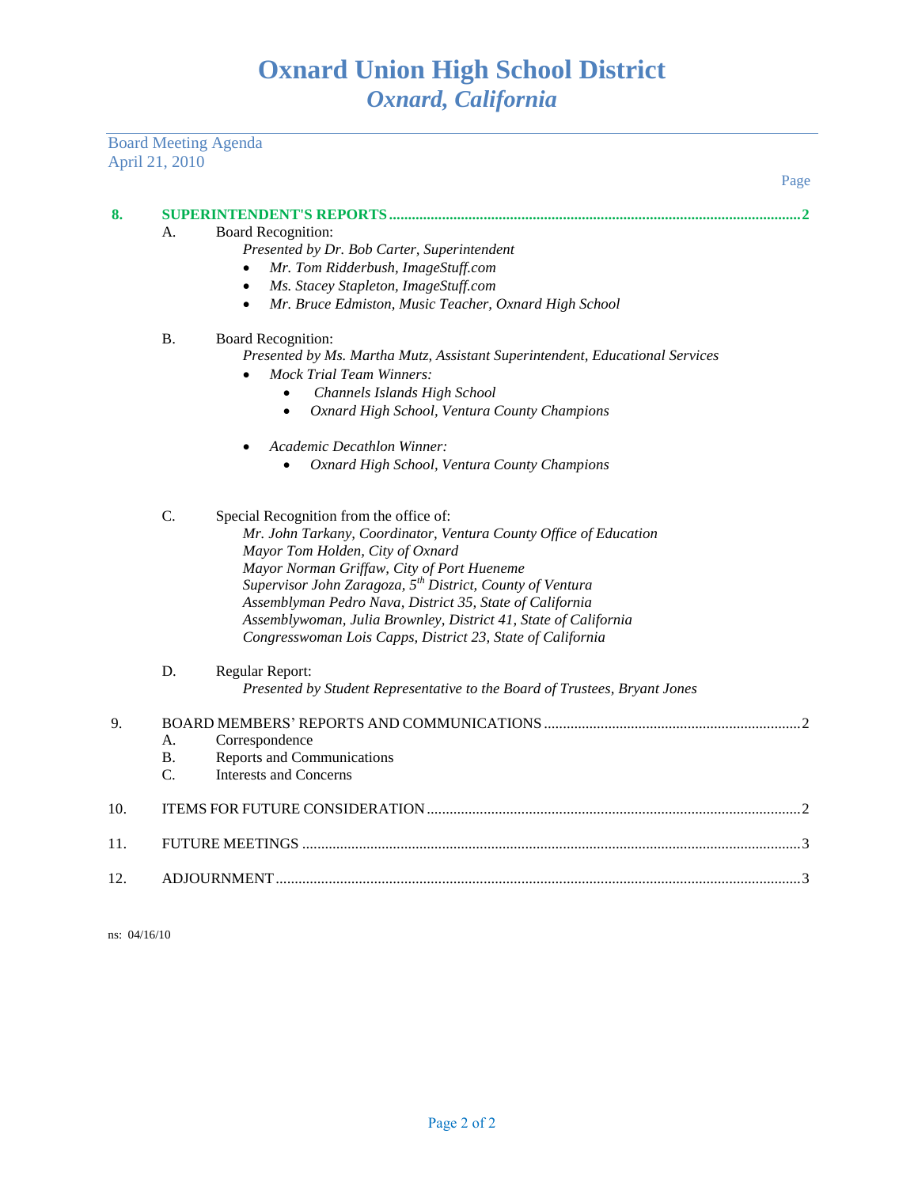# Oxnard Union High School District

## *Oxnard, California*

Board Meeting Agenda
April 21, 2010

Page

**8. SUPERINTENDENT'S REPORTS ........................................................ 2**

A. Board Recognition:
*Presented by Dr. Bob Carter, Superintendent*
- *Mr. Tom Ridderbush, ImageStuff.com*
- *Ms. Stacey Stapleton, ImageStuff.com*
- *Mr. Bruce Edmiston, Music Teacher, Oxnard High School*

B. Board Recognition:
*Presented by Ms. Martha Mutz, Assistant Superintendent, Educational Services*
- *Mock Trial Team Winners:*
  - *Channels Islands High School*
  - *Oxnard High School, Ventura County Champions*
- *Academic Decathlon Winner:*
  - *Oxnard High School, Ventura County Champions*

C. Special Recognition from the office of:
*Mr. John Tarkany, Coordinator, Ventura County Office of Education*
*Mayor Tom Holden, City of Oxnard*
*Mayor Norman Griffaw, City of Port Hueneme*
*Supervisor John Zaragoza, 5th District, County of Ventura*
*Assemblyman Pedro Nava, District 35, State of California*
*Assemblywoman, Julia Brownley, District 41, State of California*
*Congresswoman Lois Capps, District 23, State of California*

D. Regular Report:
*Presented by Student Representative to the Board of Trustees, Bryant Jones*

9. BOARD MEMBERS' REPORTS AND COMMUNICATIONS ........................................................ 2

A. Correspondence
B. Reports and Communications
C. Interests and Concerns

10. ITEMS FOR FUTURE CONSIDERATION ........................................................ 2

11. FUTURE MEETINGS ........................................................ 3

12. ADJOURNMENT ........................................................ 3

ns: 04/16/10